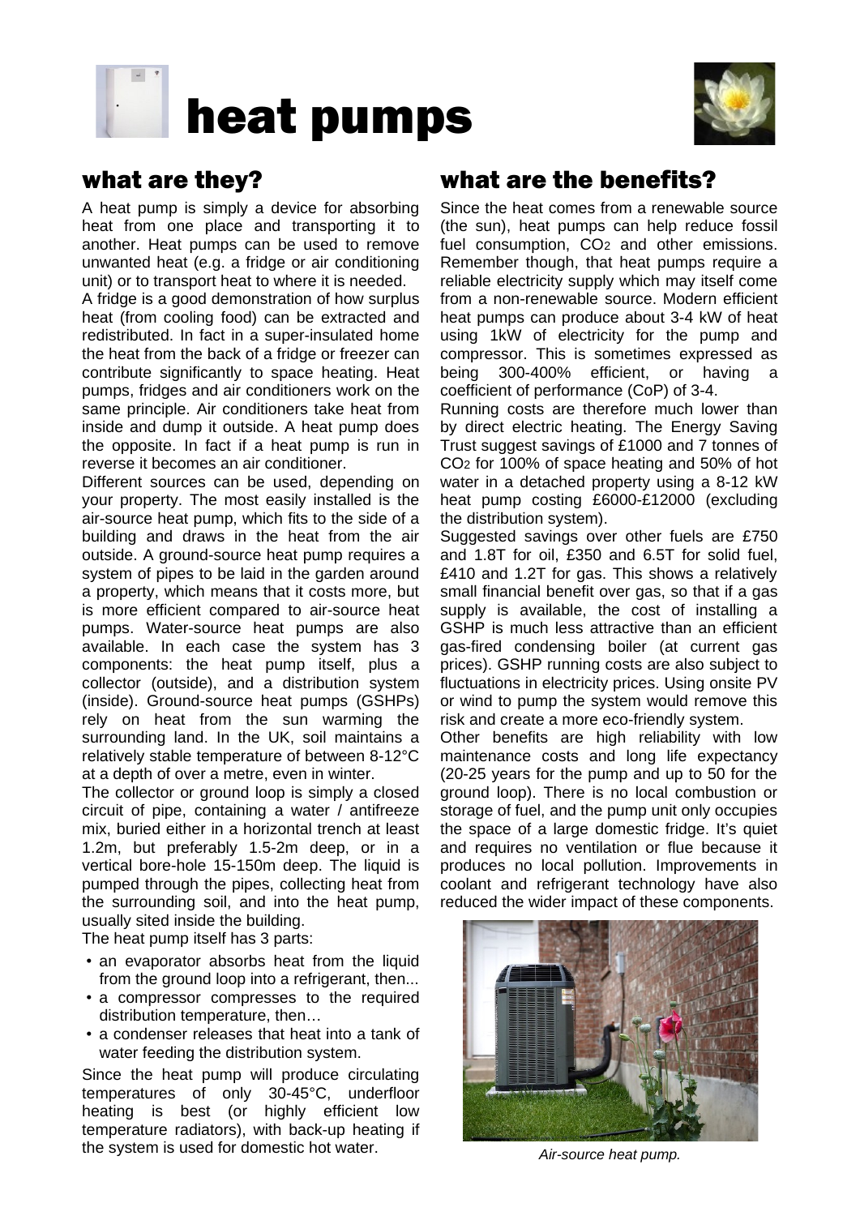# heat pumps

## what are they?

A heat pump is simply a device for absorbing heat from one place and transporting it to another. Heat pumps can be used to remove unwanted heat (e.g. a fridge or air conditioning unit) or to transport heat to where it is needed.

A fridge is a good demonstration of how surplus heat (from cooling food) can be extracted and redistributed. In fact in a super-insulated home the heat from the back of a fridge or freezer can contribute significantly to space heating. Heat pumps, fridges and air conditioners work on the same principle. Air conditioners take heat from inside and dump it outside. A heat pump does the opposite. In fact if a heat pump is run in reverse it becomes an air conditioner.

Different sources can be used, depending on your property. The most easily installed is the air-source heat pump, which fits to the side of a building and draws in the heat from the air outside. A ground-source heat pump requires a system of pipes to be laid in the garden around a property, which means that it costs more, but is more efficient compared to air-source heat pumps. Water-source heat pumps are also available. In each case the system has 3 components: the heat pump itself, plus a collector (outside), and a distribution system (inside). Ground-source heat pumps (GSHPs) rely on heat from the sun warming the surrounding land. In the UK, soil maintains a relatively stable temperature of between 8-12°C at a depth of over a metre, even in winter.

The collector or ground loop is simply a closed circuit of pipe, containing a water / antifreeze mix, buried either in a horizontal trench at least 1.2m, but preferably 1.5-2m deep, or in a vertical bore-hole 15-150m deep. The liquid is pumped through the pipes, collecting heat from the surrounding soil, and into the heat pump, usually sited inside the building.

The heat pump itself has 3 parts:

- an evaporator absorbs heat from the liquid from the ground loop into a refrigerant, then...
- a compressor compresses to the required distribution temperature, then…
- a condenser releases that heat into a tank of water feeding the distribution system.

Since the heat pump will produce circulating temperatures of only 30-45°C, underfloor heating is best (or highly efficient low temperature radiators), with back-up heating if the system is used for domestic hot water.

## what are the benefits?

Since the heat comes from a renewable source (the sun), heat pumps can help reduce fossil fuel consumption, $CO_2$ and other emissions. Remember though, that heat pumps require a reliable electricity supply which may itself come from a non-renewable source. Modern efficient heat pumps can produce about 3-4 kW of heat using 1kW of electricity for the pump and compressor. This is sometimes expressed as being 300-400% efficient, or having a coefficient of performance (CoP) of 3-4.

Running costs are therefore much lower than by direct electric heating. The Energy Saving Trust suggest savings of £1000 and 7 tonnes of $CO_2$ for 100% of space heating and 50% of hot water in a detached property using a 8-12 kW heat pump costing £6000-£12000 (excluding the distribution system).

Suggested savings over other fuels are £750 and 1.8T for oil, £350 and 6.5T for solid fuel, £410 and 1.2T for gas. This shows a relatively small financial benefit over gas, so that if a gas supply is available, the cost of installing a GSHP is much less attractive than an efficient gas-fired condensing boiler (at current gas prices). GSHP running costs are also subject to fluctuations in electricity prices. Using onsite PV or wind to pump the system would remove this risk and create a more eco-friendly system.

Other benefits are high reliability with low maintenance costs and long life expectancy (20-25 years for the pump and up to 50 for the ground loop). There is no local combustion or storage of fuel, and the pump unit only occupies the space of a large domestic fridge. It's quiet and requires no ventilation or flue because it produces no local pollution. Improvements in coolant and refrigerant technology have also reduced the wider impact of these components.

*Air-source heat pump.*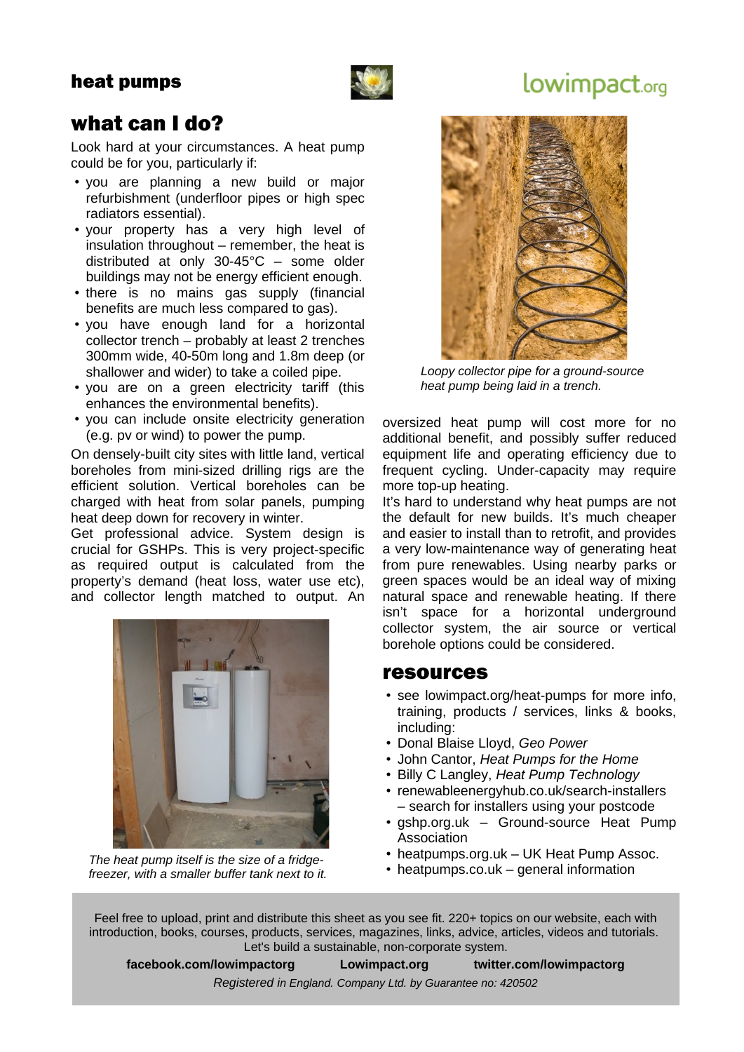# heat pumps

## what can I do?

Look hard at your circumstances. A heat pump could be for you, particularly if:

- you are planning a new build or major refurbishment (underfloor pipes or high spec radiators essential).
- your property has a very high level of insulation throughout – remember, the heat is distributed at only 30-45°C – some older buildings may not be energy efficient enough.
- there is no mains gas supply (financial benefits are much less compared to gas).
- you have enough land for a horizontal collector trench – probably at least 2 trenches 300mm wide, 40-50m long and 1.8m deep (or shallower and wider) to take a coiled pipe.
- you are on a green electricity tariff (this enhances the environmental benefits).
- you can include onsite electricity generation (e.g. pv or wind) to power the pump.

On densely-built city sites with little land, vertical boreholes from mini-sized drilling rigs are the efficient solution. Vertical boreholes can be charged with heat from solar panels, pumping heat deep down for recovery in winter.

Get professional advice. System design is crucial for GSHPs. This is very project-specific as required output is calculated from the property's demand (heat loss, water use etc), and collector length matched to output. An oversized heat pump will cost more for no additional benefit, and possibly suffer reduced equipment life and operating efficiency due to frequent cycling. Under-capacity may require more top-up heating.

*The heat pump itself is the size of a fridge-freezer, with a smaller buffer tank next to it.*

*Loopy collector pipe for a ground-source heat pump being laid in a trench.*

It's hard to understand why heat pumps are not the default for new builds. It's much cheaper and easier to install than to retrofit, and provides a very low-maintenance way of generating heat from pure renewables. Using nearby parks or green spaces would be an ideal way of mixing natural space and renewable heating. If there isn't space for a horizontal underground collector system, the air source or vertical borehole options could be considered.

## resources

- see lowimpact.org/heat-pumps for more info, training, products / services, links & books, including:
- Donal Blaise Lloyd, *Geo Power*
- John Cantor, *Heat Pumps for the Home*
- Billy C Langley, *Heat Pump Technology*
- renewableenergyhub.co.uk/search-installers – search for installers using your postcode
- gshp.org.uk – Ground-source Heat Pump Association
- heatpumps.org.uk – UK Heat Pump Assoc.
- heatpumps.co.uk – general information

Feel free to upload, print and distribute this sheet as you see fit. 220+ topics on our website, each with introduction, books, courses, products, services, magazines, links, advice, articles, videos and tutorials. Let's build a sustainable, non-corporate system.

**facebook.com/lowimpactorg** **Lowimpact.org** **twitter.com/lowimpactorg**

*Registered in England. Company Ltd. by Guarantee no: 420502*